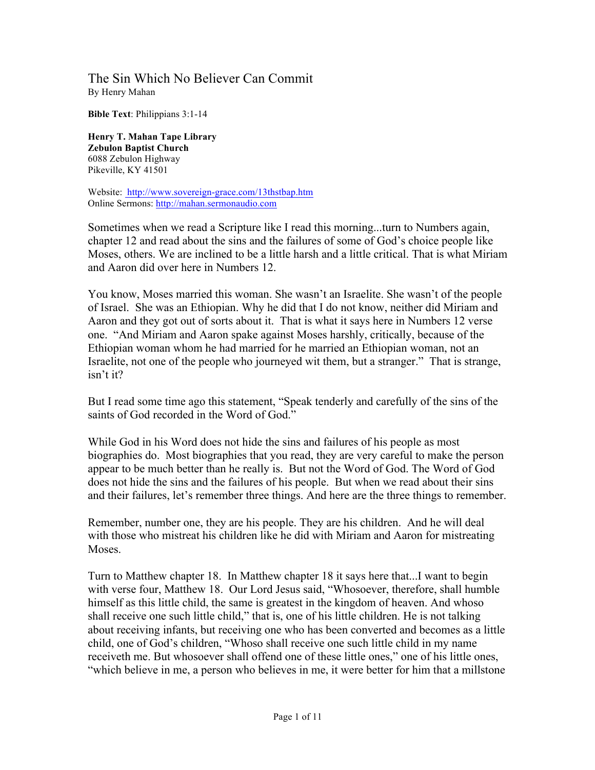# The Sin Which No Believer Can Commit

By Henry Mahan

**Bible Text**: Philippians 3:1-14

**Henry T. Mahan Tape Library**
**Zebulon Baptist Church**
6088 Zebulon Highway
Pikeville, KY 41501

Website: http://www.sovereign-grace.com/13thstbap.htm
Online Sermons: http://mahan.sermonaudio.com

Sometimes when we read a Scripture like I read this morning...turn to Numbers again, chapter 12 and read about the sins and the failures of some of God's choice people like Moses, others. We are inclined to be a little harsh and a little critical. That is what Miriam and Aaron did over here in Numbers 12.

You know, Moses married this woman. She wasn't an Israelite. She wasn't of the people of Israel. She was an Ethiopian. Why he did that I do not know, neither did Miriam and Aaron and they got out of sorts about it. That is what it says here in Numbers 12 verse one. "And Miriam and Aaron spake against Moses harshly, critically, because of the Ethiopian woman whom he had married for he married an Ethiopian woman, not an Israelite, not one of the people who journeyed wit them, but a stranger." That is strange, isn't it?

But I read some time ago this statement, "Speak tenderly and carefully of the sins of the saints of God recorded in the Word of God."

While God in his Word does not hide the sins and failures of his people as most biographies do. Most biographies that you read, they are very careful to make the person appear to be much better than he really is. But not the Word of God. The Word of God does not hide the sins and the failures of his people. But when we read about their sins and their failures, let's remember three things. And here are the three things to remember.

Remember, number one, they are his people. They are his children. And he will deal with those who mistreat his children like he did with Miriam and Aaron for mistreating Moses.

Turn to Matthew chapter 18. In Matthew chapter 18 it says here that...I want to begin with verse four, Matthew 18. Our Lord Jesus said, "Whosoever, therefore, shall humble himself as this little child, the same is greatest in the kingdom of heaven. And whoso shall receive one such little child," that is, one of his little children. He is not talking about receiving infants, but receiving one who has been converted and becomes as a little child, one of God's children, "Whoso shall receive one such little child in my name receiveth me. But whosoever shall offend one of these little ones," one of his little ones, "which believe in me, a person who believes in me, it were better for him that a millstone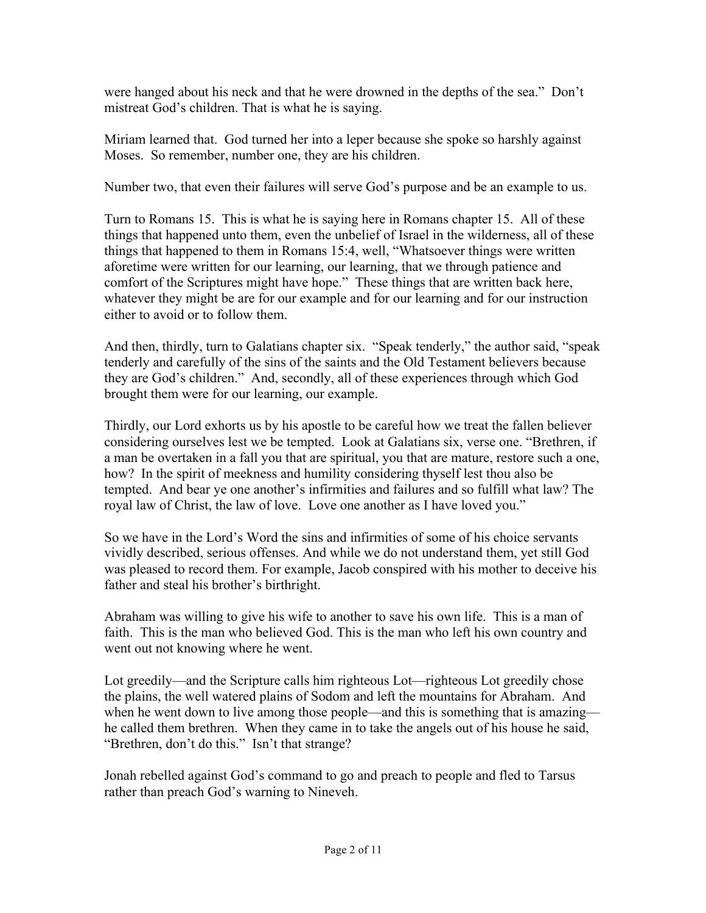were hanged about his neck and that he were drowned in the depths of the sea." Don't mistreat God's children. That is what he is saying.

Miriam learned that. God turned her into a leper because she spoke so harshly against Moses. So remember, number one, they are his children.

Number two, that even their failures will serve God's purpose and be an example to us.

Turn to Romans 15. This is what he is saying here in Romans chapter 15. All of these things that happened unto them, even the unbelief of Israel in the wilderness, all of these things that happened to them in Romans 15:4, well, "Whatsoever things were written aforetime were written for our learning, our learning, that we through patience and comfort of the Scriptures might have hope." These things that are written back here, whatever they might be are for our example and for our learning and for our instruction either to avoid or to follow them.

And then, thirdly, turn to Galatians chapter six. "Speak tenderly," the author said, "speak tenderly and carefully of the sins of the saints and the Old Testament believers because they are God's children." And, secondly, all of these experiences through which God brought them were for our learning, our example.

Thirdly, our Lord exhorts us by his apostle to be careful how we treat the fallen believer considering ourselves lest we be tempted. Look at Galatians six, verse one. "Brethren, if a man be overtaken in a fall you that are spiritual, you that are mature, restore such a one, how? In the spirit of meekness and humility considering thyself lest thou also be tempted. And bear ye one another's infirmities and failures and so fulfill what law? The royal law of Christ, the law of love. Love one another as I have loved you."

So we have in the Lord's Word the sins and infirmities of some of his choice servants vividly described, serious offenses. And while we do not understand them, yet still God was pleased to record them. For example, Jacob conspired with his mother to deceive his father and steal his brother's birthright.

Abraham was willing to give his wife to another to save his own life. This is a man of faith. This is the man who believed God. This is the man who left his own country and went out not knowing where he went.

Lot greedily—and the Scripture calls him righteous Lot—righteous Lot greedily chose the plains, the well watered plains of Sodom and left the mountains for Abraham. And when he went down to live among those people—and this is something that is amazing—he called them brethren. When they came in to take the angels out of his house he said, "Brethren, don't do this." Isn't that strange?

Jonah rebelled against God's command to go and preach to people and fled to Tarsus rather than preach God's warning to Nineveh.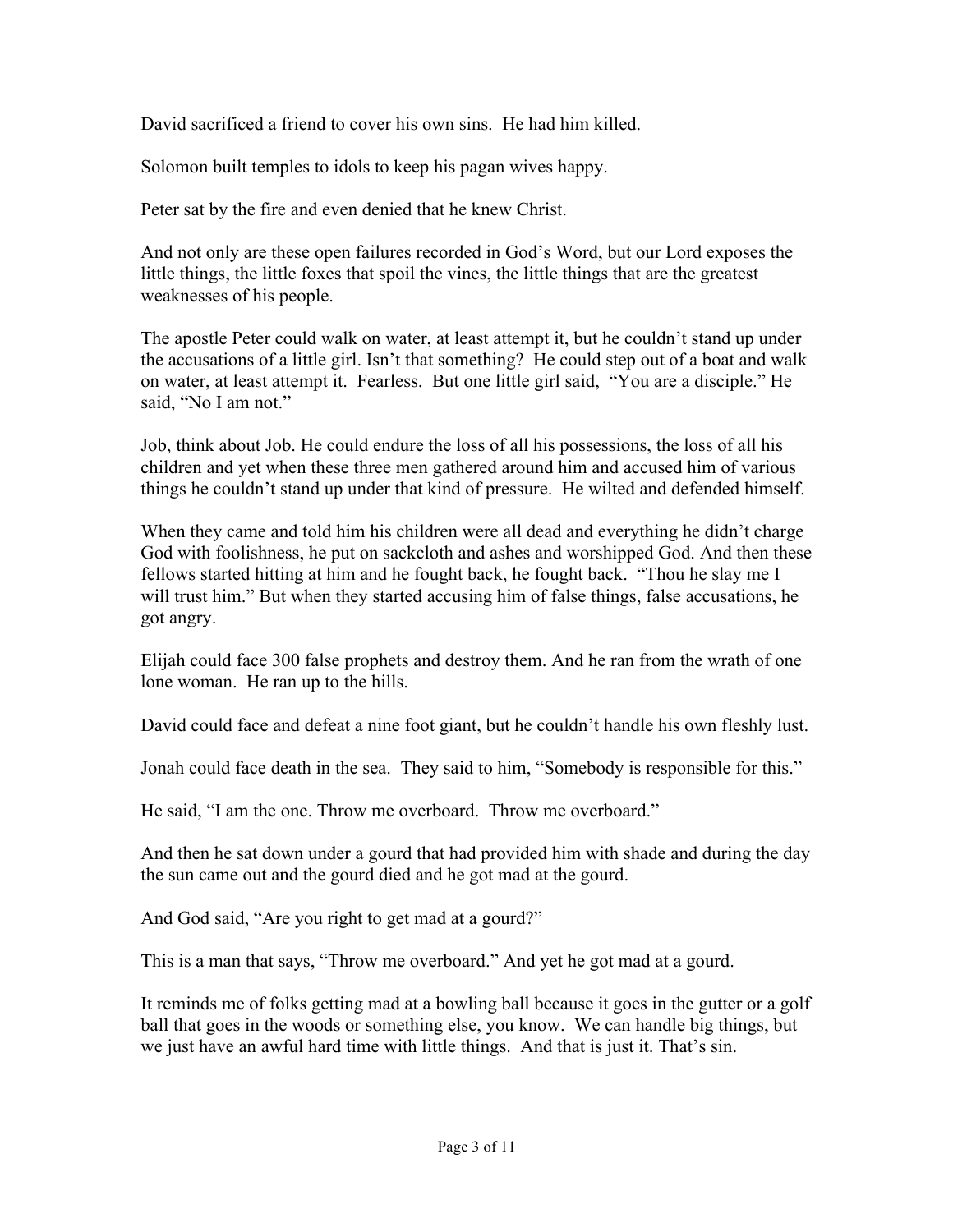David sacrificed a friend to cover his own sins.  He had him killed.

Solomon built temples to idols to keep his pagan wives happy.

Peter sat by the fire and even denied that he knew Christ.

And not only are these open failures recorded in God's Word, but our Lord exposes the little things, the little foxes that spoil the vines, the little things that are the greatest weaknesses of his people.

The apostle Peter could walk on water, at least attempt it, but he couldn't stand up under the accusations of a little girl. Isn't that something?  He could step out of a boat and walk on water, at least attempt it.  Fearless.  But one little girl said,  "You are a disciple." He said, "No I am not."

Job, think about Job. He could endure the loss of all his possessions, the loss of all his children and yet when these three men gathered around him and accused him of various things he couldn't stand up under that kind of pressure.  He wilted and defended himself.

When they came and told him his children were all dead and everything he didn't charge God with foolishness, he put on sackcloth and ashes and worshipped God. And then these fellows started hitting at him and he fought back, he fought back.  "Thou he slay me I will trust him." But when they started accusing him of false things, false accusations, he got angry.

Elijah could face 300 false prophets and destroy them. And he ran from the wrath of one lone woman.  He ran up to the hills.

David could face and defeat a nine foot giant, but he couldn't handle his own fleshly lust.

Jonah could face death in the sea.  They said to him, "Somebody is responsible for this."

He said, "I am the one. Throw me overboard.  Throw me overboard."

And then he sat down under a gourd that had provided him with shade and during the day the sun came out and the gourd died and he got mad at the gourd.

And God said, "Are you right to get mad at a gourd?"

This is a man that says, "Throw me overboard." And yet he got mad at a gourd.

It reminds me of folks getting mad at a bowling ball because it goes in the gutter or a golf ball that goes in the woods or something else, you know.  We can handle big things, but we just have an awful hard time with little things.  And that is just it. That's sin.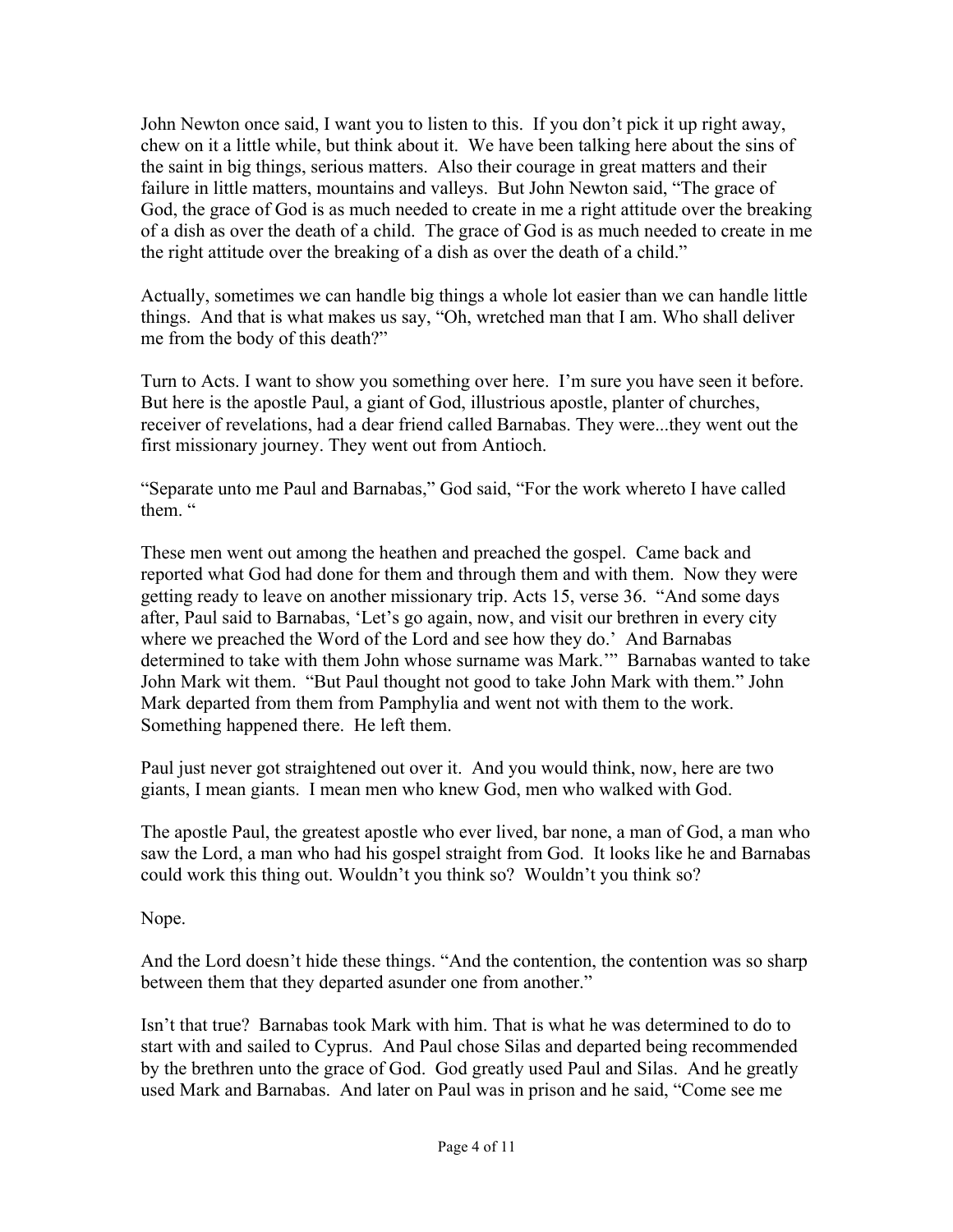John Newton once said, I want you to listen to this. If you don't pick it up right away, chew on it a little while, but think about it. We have been talking here about the sins of the saint in big things, serious matters. Also their courage in great matters and their failure in little matters, mountains and valleys. But John Newton said, "The grace of God, the grace of God is as much needed to create in me a right attitude over the breaking of a dish as over the death of a child. The grace of God is as much needed to create in me the right attitude over the breaking of a dish as over the death of a child."

Actually, sometimes we can handle big things a whole lot easier than we can handle little things. And that is what makes us say, "Oh, wretched man that I am. Who shall deliver me from the body of this death?"

Turn to Acts. I want to show you something over here. I'm sure you have seen it before. But here is the apostle Paul, a giant of God, illustrious apostle, planter of churches, receiver of revelations, had a dear friend called Barnabas. They were...they went out the first missionary journey. They went out from Antioch.

"Separate unto me Paul and Barnabas," God said, "For the work whereto I have called them. "

These men went out among the heathen and preached the gospel. Came back and reported what God had done for them and through them and with them. Now they were getting ready to leave on another missionary trip. Acts 15, verse 36. "And some days after, Paul said to Barnabas, 'Let's go again, now, and visit our brethren in every city where we preached the Word of the Lord and see how they do.' And Barnabas determined to take with them John whose surname was Mark.'" Barnabas wanted to take John Mark wit them. "But Paul thought not good to take John Mark with them." John Mark departed from them from Pamphylia and went not with them to the work. Something happened there. He left them.

Paul just never got straightened out over it. And you would think, now, here are two giants, I mean giants. I mean men who knew God, men who walked with God.

The apostle Paul, the greatest apostle who ever lived, bar none, a man of God, a man who saw the Lord, a man who had his gospel straight from God. It looks like he and Barnabas could work this thing out. Wouldn't you think so? Wouldn't you think so?

Nope.

And the Lord doesn't hide these things. "And the contention, the contention was so sharp between them that they departed asunder one from another."

Isn't that true? Barnabas took Mark with him. That is what he was determined to do to start with and sailed to Cyprus. And Paul chose Silas and departed being recommended by the brethren unto the grace of God. God greatly used Paul and Silas. And he greatly used Mark and Barnabas. And later on Paul was in prison and he said, "Come see me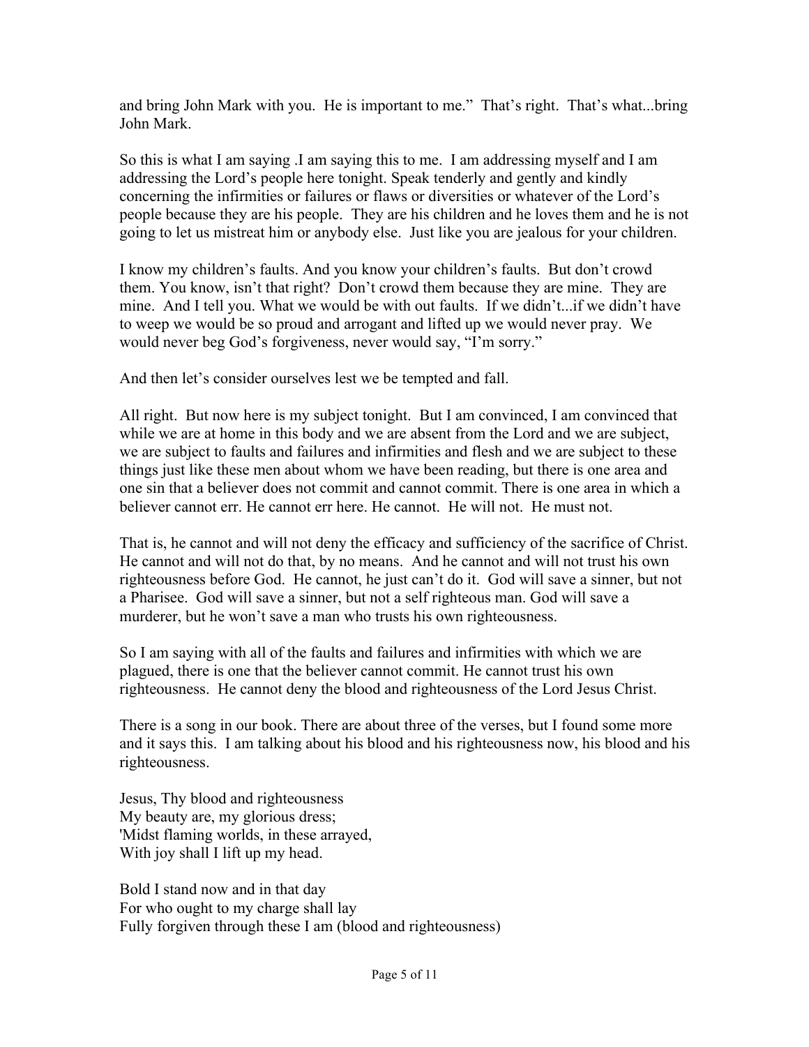and bring John Mark with you. He is important to me." That's right. That's what...bring John Mark.

So this is what I am saying .I am saying this to me. I am addressing myself and I am addressing the Lord's people here tonight. Speak tenderly and gently and kindly concerning the infirmities or failures or flaws or diversities or whatever of the Lord's people because they are his people. They are his children and he loves them and he is not going to let us mistreat him or anybody else. Just like you are jealous for your children.

I know my children's faults. And you know your children's faults. But don't crowd them. You know, isn't that right? Don't crowd them because they are mine. They are mine. And I tell you. What we would be with out faults. If we didn't...if we didn't have to weep we would be so proud and arrogant and lifted up we would never pray. We would never beg God's forgiveness, never would say, "I'm sorry."

And then let's consider ourselves lest we be tempted and fall.

All right. But now here is my subject tonight. But I am convinced, I am convinced that while we are at home in this body and we are absent from the Lord and we are subject, we are subject to faults and failures and infirmities and flesh and we are subject to these things just like these men about whom we have been reading, but there is one area and one sin that a believer does not commit and cannot commit. There is one area in which a believer cannot err. He cannot err here. He cannot. He will not. He must not.

That is, he cannot and will not deny the efficacy and sufficiency of the sacrifice of Christ. He cannot and will not do that, by no means. And he cannot and will not trust his own righteousness before God. He cannot, he just can't do it. God will save a sinner, but not a Pharisee. God will save a sinner, but not a self righteous man. God will save a murderer, but he won't save a man who trusts his own righteousness.

So I am saying with all of the faults and failures and infirmities with which we are plagued, there is one that the believer cannot commit. He cannot trust his own righteousness. He cannot deny the blood and righteousness of the Lord Jesus Christ.

There is a song in our book. There are about three of the verses, but I found some more and it says this. I am talking about his blood and his righteousness now, his blood and his righteousness.

Jesus, Thy blood and righteousness
My beauty are, my glorious dress;
'Midst flaming worlds, in these arrayed,
With joy shall I lift up my head.

Bold I stand now and in that day
For who ought to my charge shall lay
Fully forgiven through these I am (blood and righteousness)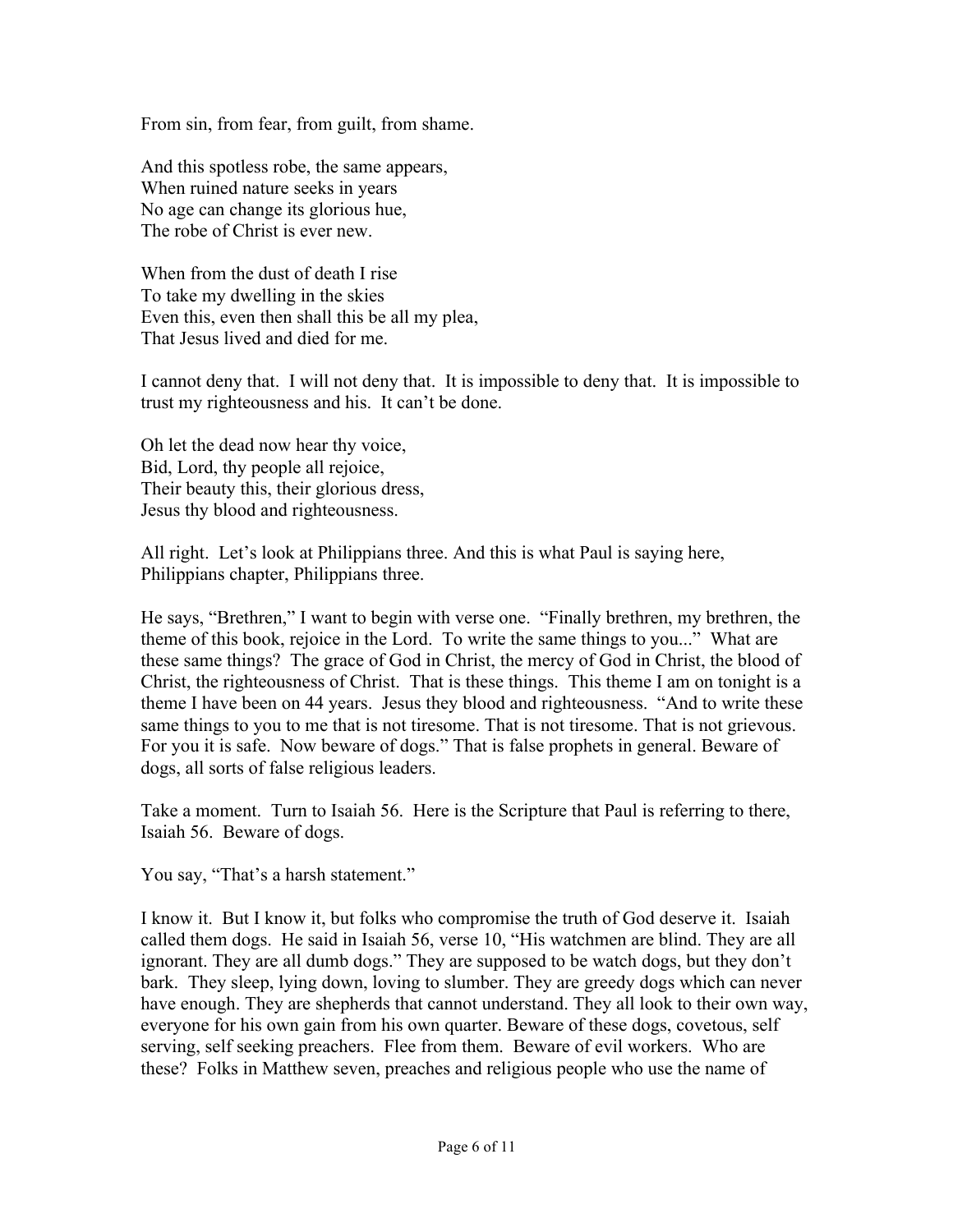From sin, from fear, from guilt, from shame.

And this spotless robe, the same appears,  
When ruined nature seeks in years  
No age can change its glorious hue,  
The robe of Christ is ever new.

When from the dust of death I rise  
To take my dwelling in the skies  
Even this, even then shall this be all my plea,  
That Jesus lived and died for me.

I cannot deny that. I will not deny that. It is impossible to deny that. It is impossible to trust my righteousness and his. It can't be done.

Oh let the dead now hear thy voice,  
Bid, Lord, thy people all rejoice,  
Their beauty this, their glorious dress,  
Jesus thy blood and righteousness.

All right. Let's look at Philippians three. And this is what Paul is saying here, Philippians chapter, Philippians three.

He says, "Brethren," I want to begin with verse one. "Finally brethren, my brethren, the theme of this book, rejoice in the Lord. To write the same things to you..." What are these same things? The grace of God in Christ, the mercy of God in Christ, the blood of Christ, the righteousness of Christ. That is these things. This theme I am on tonight is a theme I have been on 44 years. Jesus they blood and righteousness. "And to write these same things to you to me that is not tiresome. That is not tiresome. That is not grievous. For you it is safe. Now beware of dogs." That is false prophets in general. Beware of dogs, all sorts of false religious leaders.

Take a moment. Turn to Isaiah 56. Here is the Scripture that Paul is referring to there, Isaiah 56. Beware of dogs.

You say, "That's a harsh statement."

I know it. But I know it, but folks who compromise the truth of God deserve it. Isaiah called them dogs. He said in Isaiah 56, verse 10, "His watchmen are blind. They are all ignorant. They are all dumb dogs." They are supposed to be watch dogs, but they don't bark. They sleep, lying down, loving to slumber. They are greedy dogs which can never have enough. They are shepherds that cannot understand. They all look to their own way, everyone for his own gain from his own quarter. Beware of these dogs, covetous, self serving, self seeking preachers. Flee from them. Beware of evil workers. Who are these? Folks in Matthew seven, preaches and religious people who use the name of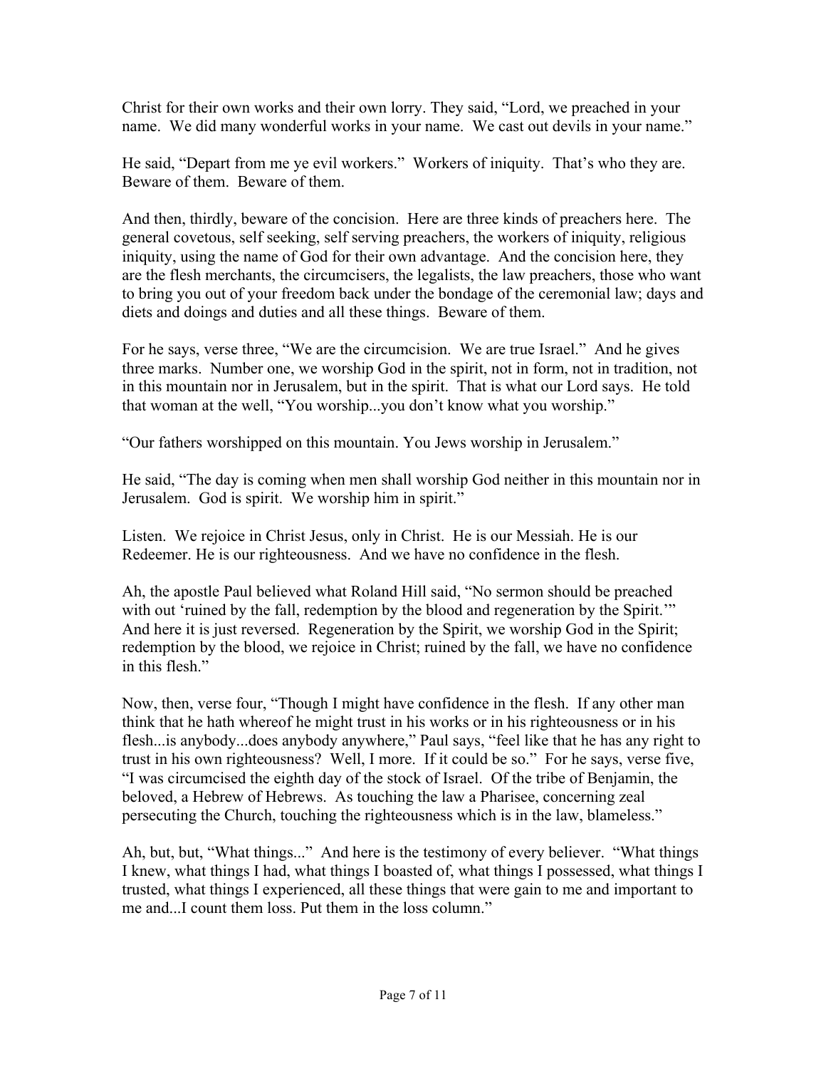Christ for their own works and their own lorry. They said, "Lord, we preached in your name. We did many wonderful works in your name. We cast out devils in your name."

He said, "Depart from me ye evil workers." Workers of iniquity. That's who they are. Beware of them. Beware of them.

And then, thirdly, beware of the concision. Here are three kinds of preachers here. The general covetous, self seeking, self serving preachers, the workers of iniquity, religious iniquity, using the name of God for their own advantage. And the concision here, they are the flesh merchants, the circumcisers, the legalists, the law preachers, those who want to bring you out of your freedom back under the bondage of the ceremonial law; days and diets and doings and duties and all these things. Beware of them.

For he says, verse three, "We are the circumcision. We are true Israel." And he gives three marks. Number one, we worship God in the spirit, not in form, not in tradition, not in this mountain nor in Jerusalem, but in the spirit. That is what our Lord says. He told that woman at the well, "You worship...you don't know what you worship."

"Our fathers worshipped on this mountain. You Jews worship in Jerusalem."

He said, "The day is coming when men shall worship God neither in this mountain nor in Jerusalem. God is spirit. We worship him in spirit."

Listen. We rejoice in Christ Jesus, only in Christ. He is our Messiah. He is our Redeemer. He is our righteousness. And we have no confidence in the flesh.

Ah, the apostle Paul believed what Roland Hill said, "No sermon should be preached with out 'ruined by the fall, redemption by the blood and regeneration by the Spirit.'" And here it is just reversed. Regeneration by the Spirit, we worship God in the Spirit; redemption by the blood, we rejoice in Christ; ruined by the fall, we have no confidence in this flesh."

Now, then, verse four, "Though I might have confidence in the flesh. If any other man think that he hath whereof he might trust in his works or in his righteousness or in his flesh...is anybody...does anybody anywhere," Paul says, "feel like that he has any right to trust in his own righteousness? Well, I more. If it could be so." For he says, verse five, "I was circumcised the eighth day of the stock of Israel. Of the tribe of Benjamin, the beloved, a Hebrew of Hebrews. As touching the law a Pharisee, concerning zeal persecuting the Church, touching the righteousness which is in the law, blameless."

Ah, but, but, "What things..." And here is the testimony of every believer. "What things I knew, what things I had, what things I boasted of, what things I possessed, what things I trusted, what things I experienced, all these things that were gain to me and important to me and...I count them loss. Put them in the loss column."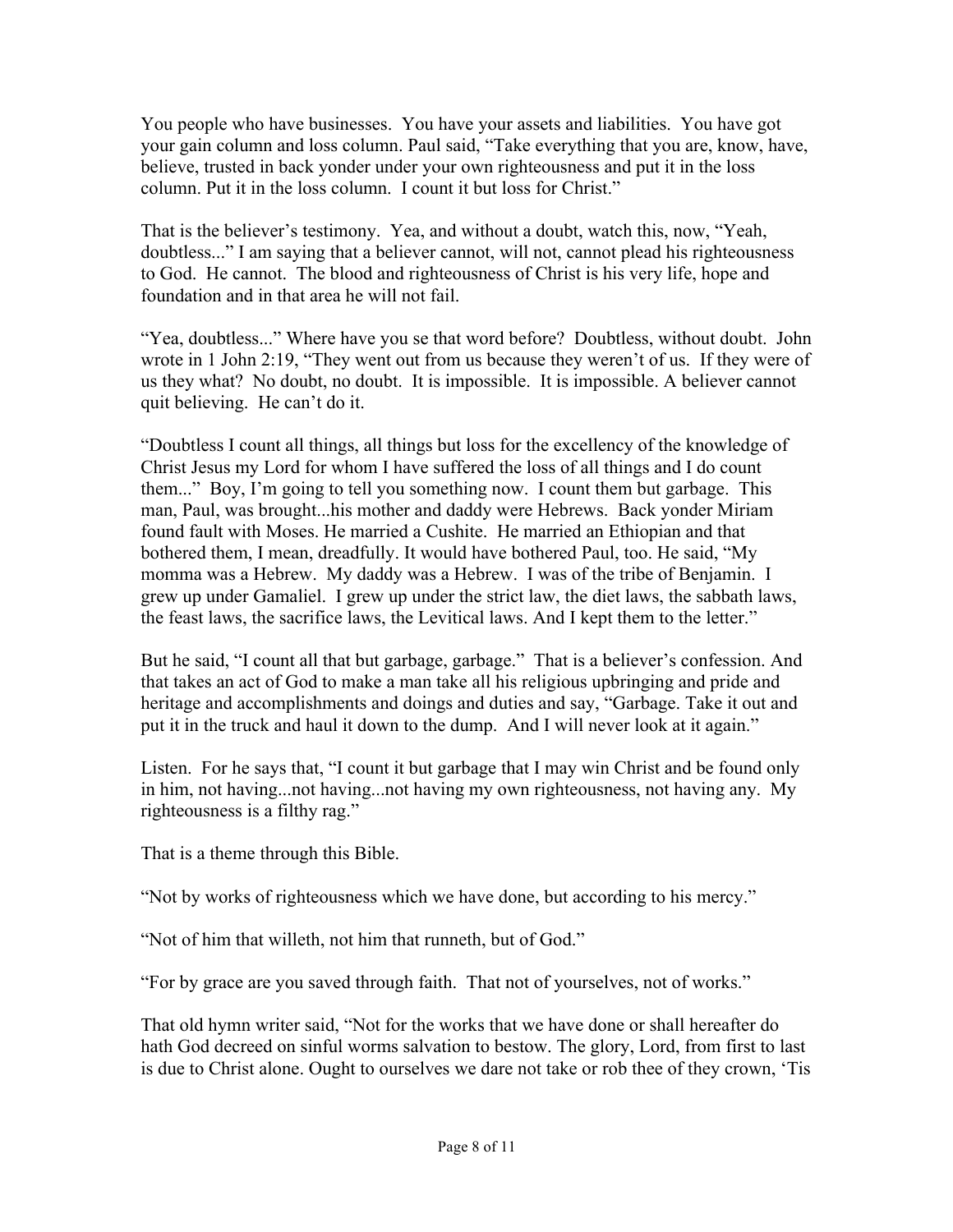You people who have businesses. You have your assets and liabilities. You have got your gain column and loss column. Paul said, "Take everything that you are, know, have, believe, trusted in back yonder under your own righteousness and put it in the loss column. Put it in the loss column. I count it but loss for Christ."

That is the believer's testimony. Yea, and without a doubt, watch this, now, "Yeah, doubtless..." I am saying that a believer cannot, will not, cannot plead his righteousness to God. He cannot. The blood and righteousness of Christ is his very life, hope and foundation and in that area he will not fail.

"Yea, doubtless..." Where have you se that word before? Doubtless, without doubt. John wrote in 1 John 2:19, "They went out from us because they weren't of us. If they were of us they what? No doubt, no doubt. It is impossible. It is impossible. A believer cannot quit believing. He can't do it.

"Doubtless I count all things, all things but loss for the excellency of the knowledge of Christ Jesus my Lord for whom I have suffered the loss of all things and I do count them..." Boy, I'm going to tell you something now. I count them but garbage. This man, Paul, was brought...his mother and daddy were Hebrews. Back yonder Miriam found fault with Moses. He married a Cushite. He married an Ethiopian and that bothered them, I mean, dreadfully. It would have bothered Paul, too. He said, "My momma was a Hebrew. My daddy was a Hebrew. I was of the tribe of Benjamin. I grew up under Gamaliel. I grew up under the strict law, the diet laws, the sabbath laws, the feast laws, the sacrifice laws, the Levitical laws. And I kept them to the letter."

But he said, "I count all that but garbage, garbage." That is a believer's confession. And that takes an act of God to make a man take all his religious upbringing and pride and heritage and accomplishments and doings and duties and say, "Garbage. Take it out and put it in the truck and haul it down to the dump. And I will never look at it again."

Listen. For he says that, "I count it but garbage that I may win Christ and be found only in him, not having...not having...not having my own righteousness, not having any. My righteousness is a filthy rag."

That is a theme through this Bible.

"Not by works of righteousness which we have done, but according to his mercy."

"Not of him that willeth, not him that runneth, but of God."

"For by grace are you saved through faith. That not of yourselves, not of works."

That old hymn writer said, "Not for the works that we have done or shall hereafter do hath God decreed on sinful worms salvation to bestow. The glory, Lord, from first to last is due to Christ alone. Ought to ourselves we dare not take or rob thee of they crown, 'Tis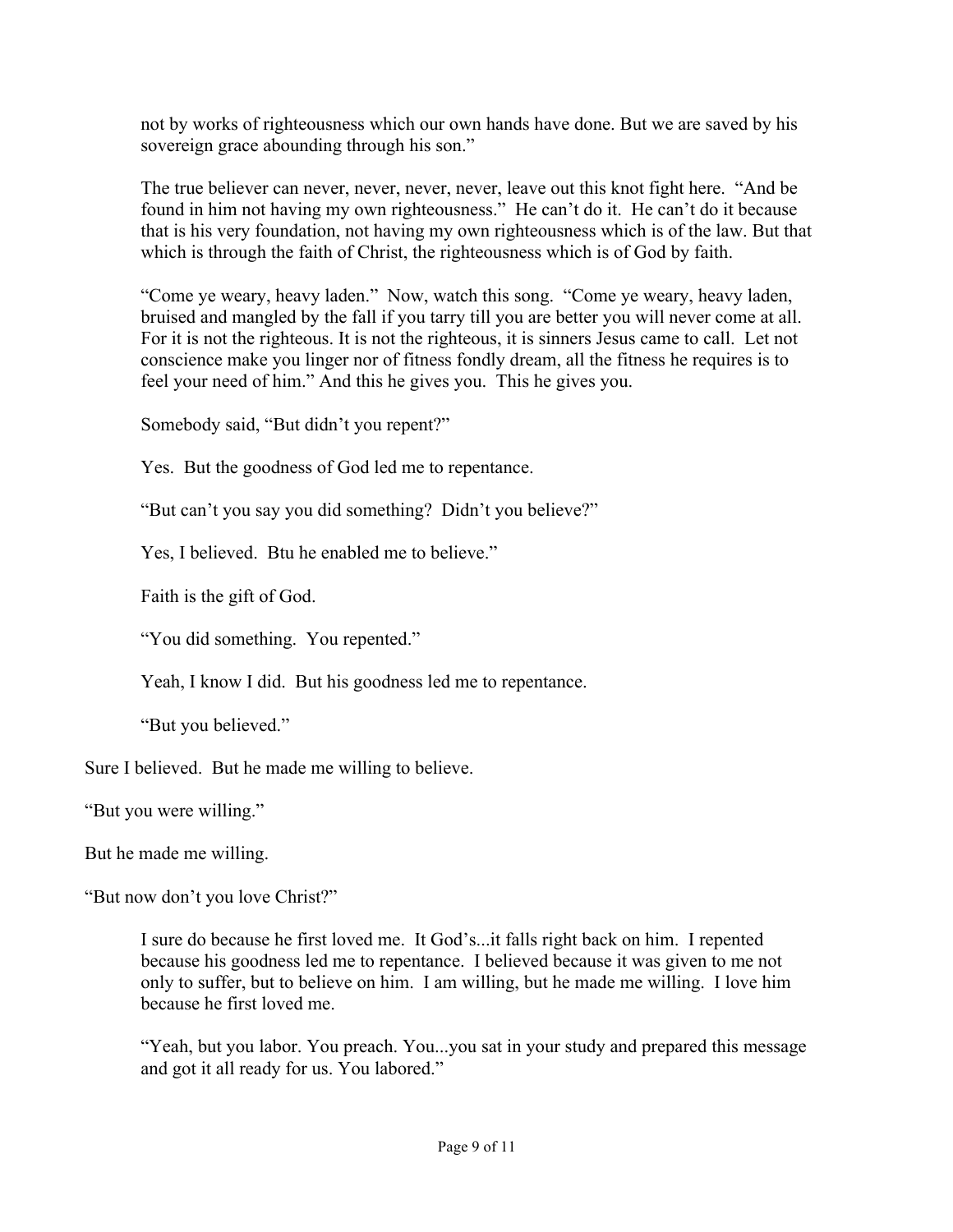not by works of righteousness which our own hands have done. But we are saved by his sovereign grace abounding through his son."

The true believer can never, never, never, never, leave out this knot fight here. "And be found in him not having my own righteousness." He can't do it. He can't do it because that is his very foundation, not having my own righteousness which is of the law. But that which is through the faith of Christ, the righteousness which is of God by faith.

"Come ye weary, heavy laden." Now, watch this song. "Come ye weary, heavy laden, bruised and mangled by the fall if you tarry till you are better you will never come at all. For it is not the righteous. It is not the righteous, it is sinners Jesus came to call. Let not conscience make you linger nor of fitness fondly dream, all the fitness he requires is to feel your need of him." And this he gives you. This he gives you.

Somebody said, "But didn't you repent?"

Yes. But the goodness of God led me to repentance.

"But can't you say you did something? Didn't you believe?"

Yes, I believed. Btu he enabled me to believe."

Faith is the gift of God.

"You did something. You repented."

Yeah, I know I did. But his goodness led me to repentance.

"But you believed."

Sure I believed. But he made me willing to believe.

"But you were willing."

But he made me willing.

"But now don't you love Christ?"

I sure do because he first loved me. It God's...it falls right back on him. I repented because his goodness led me to repentance. I believed because it was given to me not only to suffer, but to believe on him. I am willing, but he made me willing. I love him because he first loved me.

"Yeah, but you labor. You preach. You...you sat in your study and prepared this message and got it all ready for us. You labored."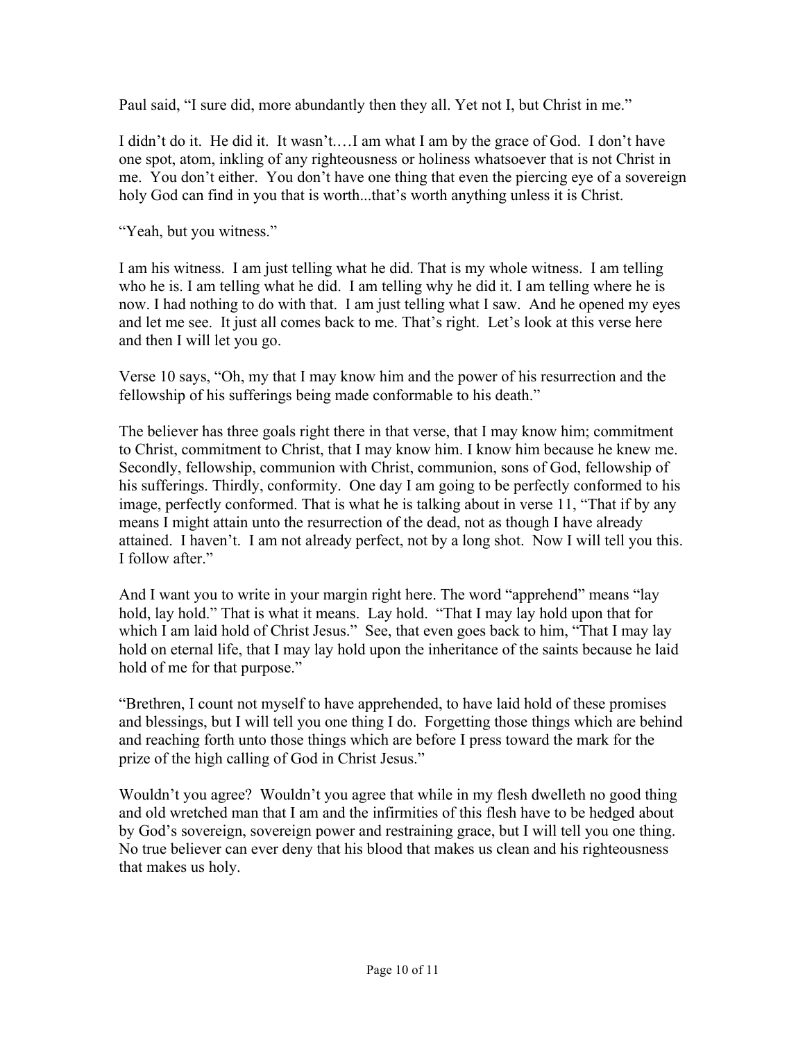Paul said, "I sure did, more abundantly then they all. Yet not I, but Christ in me."

I didn't do it. He did it. It wasn't.…I am what I am by the grace of God. I don't have one spot, atom, inkling of any righteousness or holiness whatsoever that is not Christ in me. You don't either. You don't have one thing that even the piercing eye of a sovereign holy God can find in you that is worth...that's worth anything unless it is Christ.

"Yeah, but you witness."

I am his witness. I am just telling what he did. That is my whole witness. I am telling who he is. I am telling what he did. I am telling why he did it. I am telling where he is now. I had nothing to do with that. I am just telling what I saw. And he opened my eyes and let me see. It just all comes back to me. That's right. Let's look at this verse here and then I will let you go.

Verse 10 says, "Oh, my that I may know him and the power of his resurrection and the fellowship of his sufferings being made conformable to his death."

The believer has three goals right there in that verse, that I may know him; commitment to Christ, commitment to Christ, that I may know him. I know him because he knew me. Secondly, fellowship, communion with Christ, communion, sons of God, fellowship of his sufferings. Thirdly, conformity. One day I am going to be perfectly conformed to his image, perfectly conformed. That is what he is talking about in verse 11, "That if by any means I might attain unto the resurrection of the dead, not as though I have already attained. I haven't. I am not already perfect, not by a long shot. Now I will tell you this. I follow after."

And I want you to write in your margin right here. The word "apprehend" means "lay hold, lay hold." That is what it means. Lay hold. "That I may lay hold upon that for which I am laid hold of Christ Jesus." See, that even goes back to him, "That I may lay hold on eternal life, that I may lay hold upon the inheritance of the saints because he laid hold of me for that purpose."

"Brethren, I count not myself to have apprehended, to have laid hold of these promises and blessings, but I will tell you one thing I do. Forgetting those things which are behind and reaching forth unto those things which are before I press toward the mark for the prize of the high calling of God in Christ Jesus."

Wouldn't you agree? Wouldn't you agree that while in my flesh dwelleth no good thing and old wretched man that I am and the infirmities of this flesh have to be hedged about by God's sovereign, sovereign power and restraining grace, but I will tell you one thing. No true believer can ever deny that his blood that makes us clean and his righteousness that makes us holy.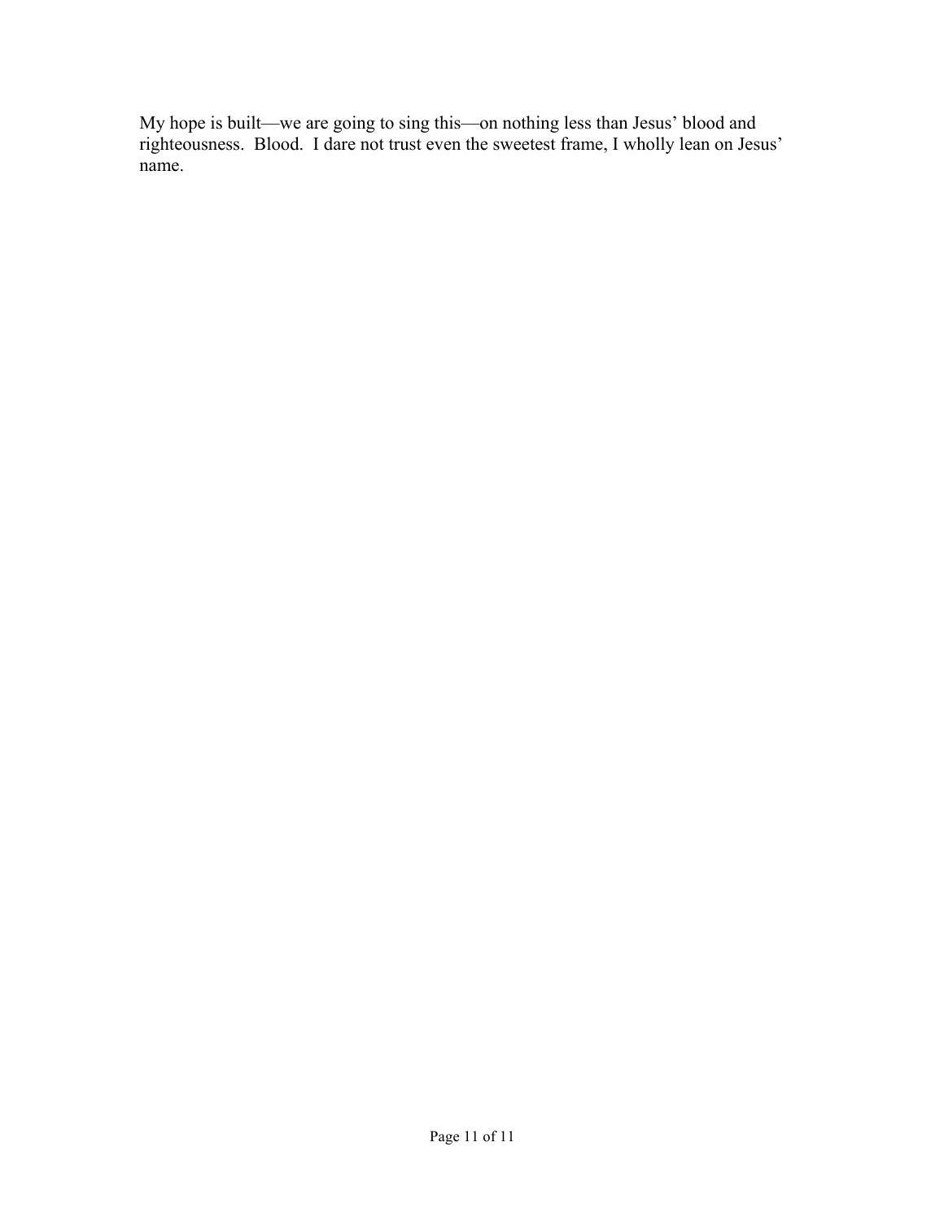My hope is built—we are going to sing this—on nothing less than Jesus' blood and righteousness. Blood. I dare not trust even the sweetest frame, I wholly lean on Jesus' name.